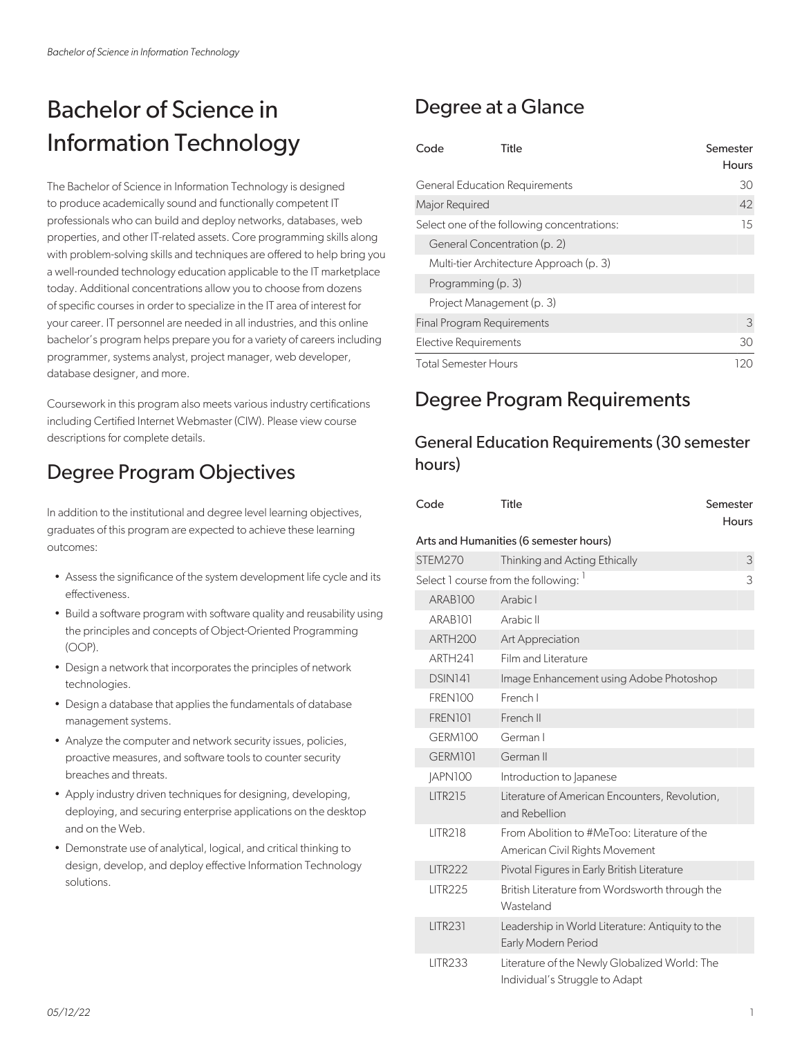# Bachelor of Science in Information Technology

The Bachelor of Science in Information Technology is designed to produce academically sound and functionally competent IT professionals who can build and deploy networks, databases, web properties, and other IT-related assets. Core programming skills along with problem-solving skills and techniques are offered to help bring you a well-rounded technology education applicable to the IT marketplace today. Additional concentrations allow you to choose from dozens of specific courses in order to specialize in the IT area of interest for your career. IT personnel are needed in all industries, and this online bachelor's program helps prepare you for a variety of careers including programmer, systems analyst, project manager, web developer, database designer, and more.

Coursework in this program also meets various industry certifications including Certified Internet Webmaster (CIW). Please view course descriptions for complete details.

## Degree Program Objectives

In addition to the institutional and degree level learning objectives, graduates of this program are expected to achieve these learning outcomes:

- Assess the significance of the system development life cycle and its effectiveness.
- Build a software program with software quality and reusability using the principles and concepts of Object-Oriented Programming (OOP).
- Design a network that incorporates the principles of network technologies.
- Design a database that applies the fundamentals of database management systems.
- Analyze the computer and network security issues, policies, proactive measures, and software tools to counter security breaches and threats.
- Apply industry driven techniques for designing, developing, deploying, and securing enterprise applications on the desktop and on the Web.
- Demonstrate use of analytical, logical, and critical thinking to design, develop, and deploy effective Information Technology solutions.

## Degree at a Glance

| Code | Title | Semester Hours |
|---|---|---|
| General Education Requirements | | 30 |
| Major Required | | 42 |
| Select one of the following concentrations: | | 15 |
| General Concentration (p. 2) | | |
| Multi-tier Architecture Approach (p. 3) | | |
| Programming (p. 3) | | |
| Project Management (p. 3) | | |
| Final Program Requirements | | 3 |
| Elective Requirements | | 30 |
| Total Semester Hours | | 120 |

## Degree Program Requirements

### General Education Requirements (30 semester hours)

| Code | Title | Semester Hours |
|---|---|---|
| **Arts and Humanities (6 semester hours)** | | |
| STEM270 | Thinking and Acting Ethically | 3 |
| Select 1 course from the following: [1] | | 3 |
| ARAB100 | Arabic I | |
| ARAB101 | Arabic II | |
| ARTH200 | Art Appreciation | |
| ARTH241 | Film and Literature | |
| DSIN141 | Image Enhancement using Adobe Photoshop | |
| FREN100 | French I | |
| FREN101 | French II | |
| GERM100 | German I | |
| GERM101 | German II | |
| JAPN100 | Introduction to Japanese | |
| LITR215 | Literature of American Encounters, Revolution, and Rebellion | |
| LITR218 | From Abolition to #MeToo: Literature of the American Civil Rights Movement | |
| LITR222 | Pivotal Figures in Early British Literature | |
| LITR225 | British Literature from Wordsworth through the Wasteland | |
| LITR231 | Leadership in World Literature: Antiquity to the Early Modern Period | |
| LITR233 | Literature of the Newly Globalized World: The Individual's Struggle to Adapt | |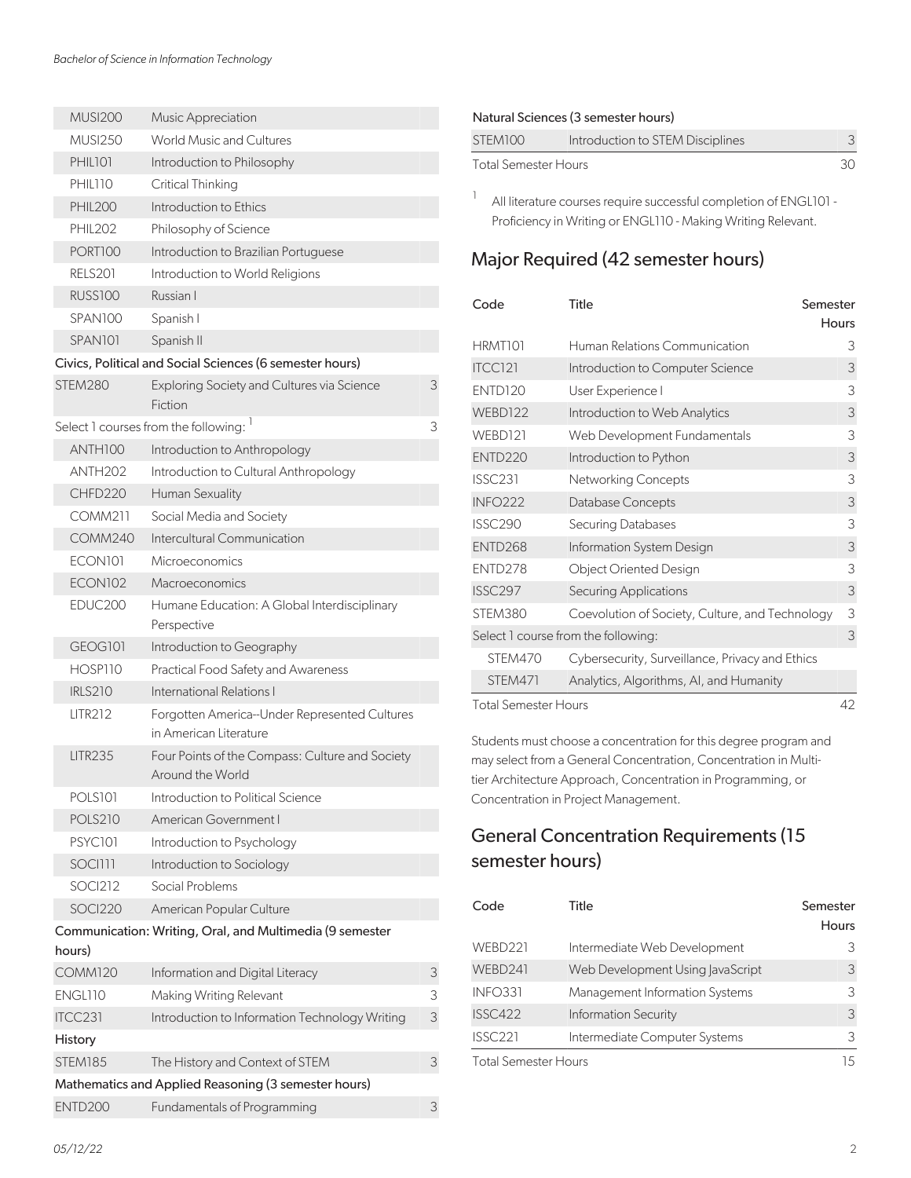| | | |
|---|---|---|
| MUSI200 | Music Appreciation | |
| MUSI250 | World Music and Cultures | |
| PHIL101 | Introduction to Philosophy | |
| PHIL110 | Critical Thinking | |
| PHIL200 | Introduction to Ethics | |
| PHIL202 | Philosophy of Science | |
| PORT100 | Introduction to Brazilian Portuguese | |
| RELS201 | Introduction to World Religions | |
| RUSS100 | Russian I | |
| SPAN100 | Spanish I | |
| SPAN101 | Spanish II | |
| **Civics, Political and Social Sciences (6 semester hours)** | | |
| STEM280 | Exploring Society and Cultures via Science Fiction | 3 |
| Select 1 courses from the following: [1] | | 3 |
| ANTH100 | Introduction to Anthropology | |
| ANTH202 | Introduction to Cultural Anthropology | |
| CHFD220 | Human Sexuality | |
| COMM211 | Social Media and Society | |
| COMM240 | Intercultural Communication | |
| ECON101 | Microeconomics | |
| ECON102 | Macroeconomics | |
| EDUC200 | Humane Education: A Global Interdisciplinary Perspective | |
| GEOG101 | Introduction to Geography | |
| HOSP110 | Practical Food Safety and Awareness | |
| IRLS210 | International Relations I | |
| LITR212 | Forgotten America--Under Represented Cultures in American Literature | |
| LITR235 | Four Points of the Compass: Culture and Society Around the World | |
| POLS101 | Introduction to Political Science | |
| POLS210 | American Government I | |
| PSYC101 | Introduction to Psychology | |
| SOCI111 | Introduction to Sociology | |
| SOCI212 | Social Problems | |
| SOCI220 | American Popular Culture | |
| **Communication: Writing, Oral, and Multimedia (9 semester hours)** | | |
| COMM120 | Information and Digital Literacy | 3 |
| ENGL110 | Making Writing Relevant | 3 |
| ITCC231 | Introduction to Information Technology Writing | 3 |
| **History** | | |
| STEM185 | The History and Context of STEM | 3 |
| **Mathematics and Applied Reasoning (3 semester hours)** | | |
| ENTD200 | Fundamentals of Programming | 3 |
| **Natural Sciences (3 semester hours)** | | |
| STEM100 | Introduction to STEM Disciplines | 3 |
| Total Semester Hours | | 30 |

[1] All literature courses require successful completion of ENGL101 - Proficiency in Writing or ENGL110 - Making Writing Relevant.

## Major Required (42 semester hours)

| Code | Title | Semester Hours |
|---|---|---|
| HRMT101 | Human Relations Communication | 3 |
| ITCC121 | Introduction to Computer Science | 3 |
| ENTD120 | User Experience I | 3 |
| WEBD122 | Introduction to Web Analytics | 3 |
| WEBD121 | Web Development Fundamentals | 3 |
| ENTD220 | Introduction to Python | 3 |
| ISSC231 | Networking Concepts | 3 |
| INFO222 | Database Concepts | 3 |
| ISSC290 | Securing Databases | 3 |
| ENTD268 | Information System Design | 3 |
| ENTD278 | Object Oriented Design | 3 |
| ISSC297 | Securing Applications | 3 |
| STEM380 | Coevolution of Society, Culture, and Technology | 3 |
| Select 1 course from the following: | | 3 |
| STEM470 | Cybersecurity, Surveillance, Privacy and Ethics | |
| STEM471 | Analytics, Algorithms, AI, and Humanity | |
| Total Semester Hours | | 42 |

Students must choose a concentration for this degree program and may select from a General Concentration, Concentration in Multi-tier Architecture Approach, Concentration in Programming, or Concentration in Project Management.

## General Concentration Requirements (15 semester hours)

| Code | Title | Semester Hours |
|---|---|---|
| WEBD221 | Intermediate Web Development | 3 |
| WEBD241 | Web Development Using JavaScript | 3 |
| INFO331 | Management Information Systems | 3 |
| ISSC422 | Information Security | 3 |
| ISSC221 | Intermediate Computer Systems | 3 |
| Total Semester Hours | | 15 |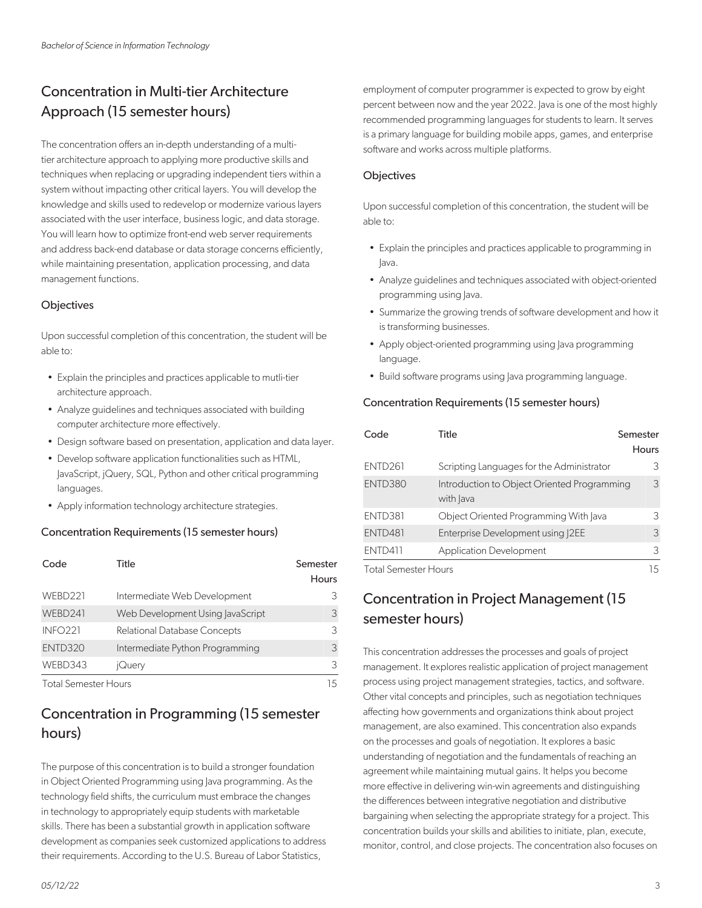## Concentration in Multi-tier Architecture Approach (15 semester hours)

The concentration offers an in-depth understanding of a multi-tier architecture approach to applying more productive skills and techniques when replacing or upgrading independent tiers within a system without impacting other critical layers. You will develop the knowledge and skills used to redevelop or modernize various layers associated with the user interface, business logic, and data storage. You will learn how to optimize front-end web server requirements and address back-end database or data storage concerns efficiently, while maintaining presentation, application processing, and data management functions.

### Objectives

Upon successful completion of this concentration, the student will be able to:

- Explain the principles and practices applicable to mutli-tier architecture approach.
- Analyze guidelines and techniques associated with building computer architecture more effectively.
- Design software based on presentation, application and data layer.
- Develop software application functionalities such as HTML, JavaScript, jQuery, SQL, Python and other critical programming languages.
- Apply information technology architecture strategies.

### Concentration Requirements (15 semester hours)

| Code | Title | Semester Hours |
|---|---|---|
| WEBD221 | Intermediate Web Development | 3 |
| WEBD241 | Web Development Using JavaScript | 3 |
| INFO221 | Relational Database Concepts | 3 |
| ENTD320 | Intermediate Python Programming | 3 |
| WEBD343 | jQuery | 3 |
| Total Semester Hours | | 15 |

## Concentration in Programming (15 semester hours)

The purpose of this concentration is to build a stronger foundation in Object Oriented Programming using Java programming. As the technology field shifts, the curriculum must embrace the changes in technology to appropriately equip students with marketable skills. There has been a substantial growth in application software development as companies seek customized applications to address their requirements. According to the U.S. Bureau of Labor Statistics, employment of computer programmer is expected to grow by eight percent between now and the year 2022. Java is one of the most highly recommended programming languages for students to learn. It serves is a primary language for building mobile apps, games, and enterprise software and works across multiple platforms.

### Objectives

Upon successful completion of this concentration, the student will be able to:

- Explain the principles and practices applicable to programming in Java.
- Analyze guidelines and techniques associated with object-oriented programming using Java.
- Summarize the growing trends of software development and how it is transforming businesses.
- Apply object-oriented programming using Java programming language.
- Build software programs using Java programming language.

### Concentration Requirements (15 semester hours)

| Code | Title | Semester Hours |
|---|---|---|
| ENTD261 | Scripting Languages for the Administrator | 3 |
| ENTD380 | Introduction to Object Oriented Programming with Java | 3 |
| ENTD381 | Object Oriented Programming With Java | 3 |
| ENTD481 | Enterprise Development using J2EE | 3 |
| ENTD411 | Application Development | 3 |
| Total Semester Hours | | 15 |

## Concentration in Project Management (15 semester hours)

This concentration addresses the processes and goals of project management. It explores realistic application of project management process using project management strategies, tactics, and software. Other vital concepts and principles, such as negotiation techniques affecting how governments and organizations think about project management, are also examined. This concentration also expands on the processes and goals of negotiation. It explores a basic understanding of negotiation and the fundamentals of reaching an agreement while maintaining mutual gains. It helps you become more effective in delivering win-win agreements and distinguishing the differences between integrative negotiation and distributive bargaining when selecting the appropriate strategy for a project. This concentration builds your skills and abilities to initiate, plan, execute, monitor, control, and close projects. The concentration also focuses on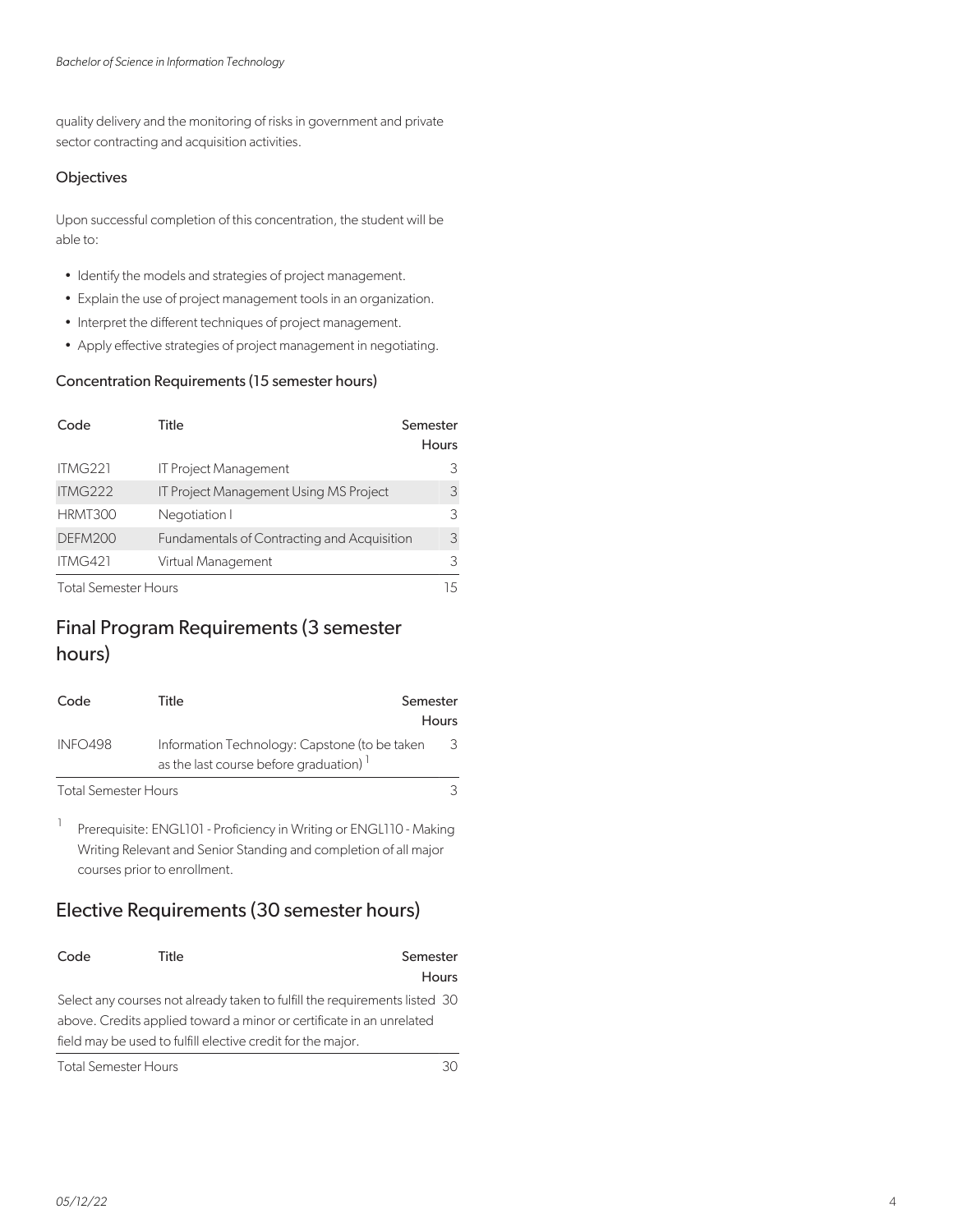quality delivery and the monitoring of risks in government and private sector contracting and acquisition activities.

### Objectives

Upon successful completion of this concentration, the student will be able to:

- Identify the models and strategies of project management.
- Explain the use of project management tools in an organization.
- Interpret the different techniques of project management.
- Apply effective strategies of project management in negotiating.

### Concentration Requirements (15 semester hours)

| Code | Title | Semester Hours |
|---|---|---|
| ITMG221 | IT Project Management | 3 |
| ITMG222 | IT Project Management Using MS Project | 3 |
| HRMT300 | Negotiation I | 3 |
| DEFM200 | Fundamentals of Contracting and Acquisition | 3 |
| ITMG421 | Virtual Management | 3 |
| Total Semester Hours | | 15 |

## Final Program Requirements (3 semester hours)

| Code | Title | Semester Hours |
|---|---|---|
| INFO498 | Information Technology: Capstone (to be taken as the last course before graduation) [1] | 3 |
| Total Semester Hours | | 3 |

[1] Prerequisite: ENGL101 - Proficiency in Writing or ENGL110 - Making Writing Relevant and Senior Standing and completion of all major courses prior to enrollment.

## Elective Requirements (30 semester hours)

| Code | Title | Semester Hours |
|---|---|---|
| Select any courses not already taken to fulfill the requirements listed above. Credits applied toward a minor or certificate in an unrelated field may be used to fulfill elective credit for the major. | | 30 |
| Total Semester Hours | | 30 |